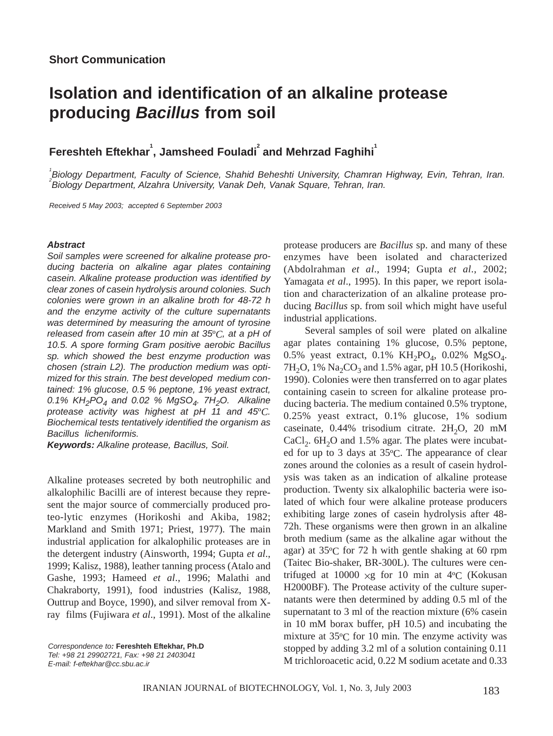Short Communication

# Isolation and identification of an alkaline protease producing *Bacillus* from soil

**Fereshteh Eftekhar[1], Jamsheed Fouladi[2] and Mehrzad Faghihi[1]**

[1]*Biology Department, Faculty of Science, Shahid Beheshti University, Chamran Highway, Evin, Tehran, Iran.*
[2]*Biology Department, Alzahra University, Vanak Deh, Vanak Square, Tehran, Iran.*

*Received 5 May 2003; accepted 6 September 2003*

***Abstract***

*Soil samples were screened for alkaline protease producing bacteria on alkaline agar plates containing casein. Alkaline protease production was identified by clear zones of casein hydrolysis around colonies. Such colonies were grown in an alkaline broth for 48-72 h and the enzyme activity of the culture supernatants was determined by measuring the amount of tyrosine released from casein after 10 min at 35ºC, at a pH of 10.5. A spore forming Gram positive aerobic Bacillus sp. which showed the best enzyme production was chosen (strain L2). The production medium was optimized for this strain. The best developed medium contained: 1% glucose, 0.5 % peptone, 1% yeast extract, 0.1% $KH_2PO_4$ and 0.02 % $MgSO_4 \cdot 7H_2O$. Alkaline protease activity was highest at pH 11 and 45ºC. Biochemical tests tentatively identified the organism as Bacillus licheniformis.*

***Keywords:*** *Alkaline protease, Bacillus, Soil.*

Alkaline proteases secreted by both neutrophilic and alkalophilic Bacilli are of interest because they represent the major source of commercially produced proteo-lytic enzymes (Horikoshi and Akiba, 1982; Markland and Smith 1971; Priest, 1977). The main industrial application for alkalophilic proteases are in the detergent industry (Ainsworth, 1994; Gupta *et al*., 1999; Kalisz, 1988), leather tanning process (Atalo and Gashe, 1993; Hameed *et al*., 1996; Malathi and Chakraborty, 1991), food industries (Kalisz, 1988, Outtrup and Boyce, 1990), and silver removal from X-ray films (Fujiwara *et al*., 1991). Most of the alkaline protease producers are *Bacillus* sp. and many of these enzymes have been isolated and characterized (Abdolrahman *et al*., 1994; Gupta *et al*., 2002; Yamagata *et al*., 1995). In this paper, we report isolation and characterization of an alkaline protease producing *Bacillus* sp. from soil which might have useful industrial applications.

Several samples of soil were plated on alkaline agar plates containing 1% glucose, 0.5% peptone, 0.5% yeast extract, 0.1% $KH_2PO_4$, 0.02% $MgSO_4 \cdot 7H_2O$, 1% $Na_2CO_3$ and 1.5% agar, pH 10.5 (Horikoshi, 1990). Colonies were then transferred on to agar plates containing casein to screen for alkaline protease producing bacteria. The medium contained 0.5% tryptone, 0.25% yeast extract, 0.1% glucose, 1% sodium caseinate, 0.44% trisodium citrate. $2H_2O$, 20 mM $CaCl_2 \cdot 6H_2O$ and 1.5% agar. The plates were incubated for up to 3 days at 35ºC. The appearance of clear zones around the colonies as a result of casein hydrolysis was taken as an indication of alkaline protease production. Twenty six alkalophilic bacteria were isolated of which four were alkaline protease producers exhibiting large zones of casein hydrolysis after 48-72h. These organisms were then grown in an alkaline broth medium (same as the alkaline agar without the agar) at 35ºC for 72 h with gentle shaking at 60 rpm (Taitec Bio-shaker, BR-300L). The cultures were centrifuged at 10000 $\times$g for 10 min at 4ºC (Kokusan H2000BF). The Protease activity of the culture supernatants were then determined by adding 0.5 ml of the supernatant to 3 ml of the reaction mixture (6% casein in 10 mM borax buffer, pH 10.5) and incubating the mixture at 35ºC for 10 min. The enzyme activity was stopped by adding 3.2 ml of a solution containing 0.11 M trichloroacetic acid, 0.22 M sodium acetate and 0.33

*Correspondence to:* **Fereshteh Eftekhar, Ph.D**
*Tel: +98 21 29902721, Fax: +98 21 2403041*
*E-mail: f-eftekhar@cc.sbu.ac.ir*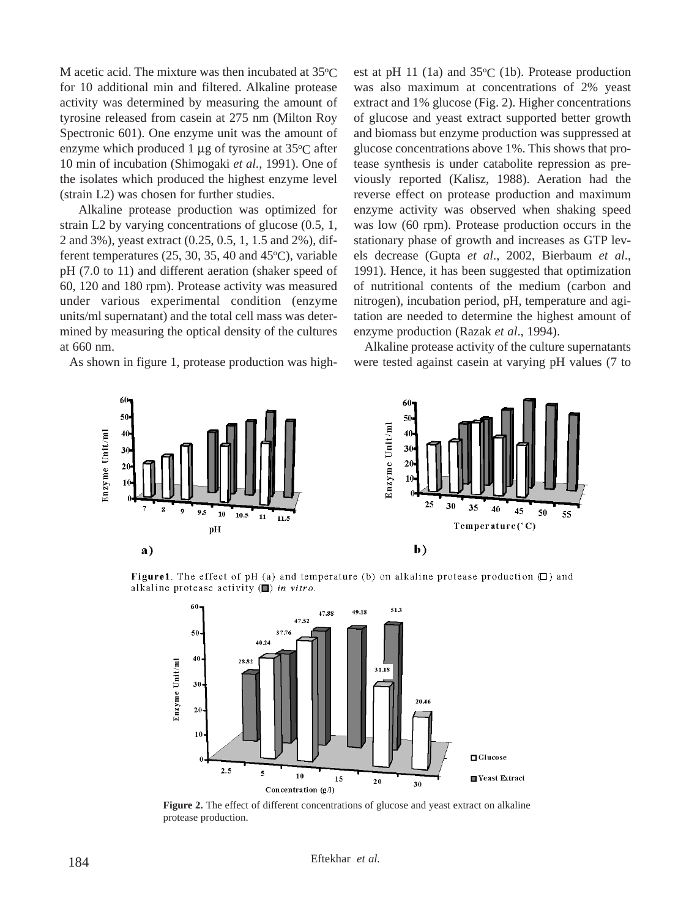M acetic acid. The mixture was then incubated at 35ºC for 10 additional min and filtered. Alkaline protease activity was determined by measuring the amount of tyrosine released from casein at 275 nm (Milton Roy Spectronic 601). One enzyme unit was the amount of enzyme which produced 1 µg of tyrosine at 35ºC after 10 min of incubation (Shimogaki *et al.*, 1991). One of the isolates which produced the highest enzyme level (strain L2) was chosen for further studies.

Alkaline protease production was optimized for strain L2 by varying concentrations of glucose (0.5, 1, 2 and 3%), yeast extract (0.25, 0.5, 1, 1.5 and 2%), different temperatures (25, 30, 35, 40 and 45ºC), variable pH (7.0 to 11) and different aeration (shaker speed of 60, 120 and 180 rpm). Protease activity was measured under various experimental condition (enzyme units/ml supernatant) and the total cell mass was determined by measuring the optical density of the cultures at 660 nm.

As shown in figure 1, protease production was highest at pH 11 (1a) and 35ºC (1b). Protease production was also maximum at concentrations of 2% yeast extract and 1% glucose (Fig. 2). Higher concentrations of glucose and yeast extract supported better growth and biomass but enzyme production was suppressed at glucose concentrations above 1%. This shows that protease synthesis is under catabolite repression as previously reported (Kalisz, 1988). Aeration had the reverse effect on protease production and maximum enzyme activity was observed when shaking speed was low (60 rpm). Protease production occurs in the stationary phase of growth and increases as GTP levels decrease (Gupta *et al*., 2002, Bierbaum *et al*., 1991). Hence, it has been suggested that optimization of nutritional contents of the medium (carbon and nitrogen), incubation period, pH, temperature and agitation are needed to determine the highest amount of enzyme production (Razak *et al*., 1994).

Alkaline protease activity of the culture supernatants were tested against casein at varying pH values (7 to

**Figure1**. The effect of pH (a) and temperature (b) on alkaline protease production (□) and alkaline protease activity (■) *in vitro*.

**Figure 2.** The effect of different concentrations of glucose and yeast extract on alkaline protease production.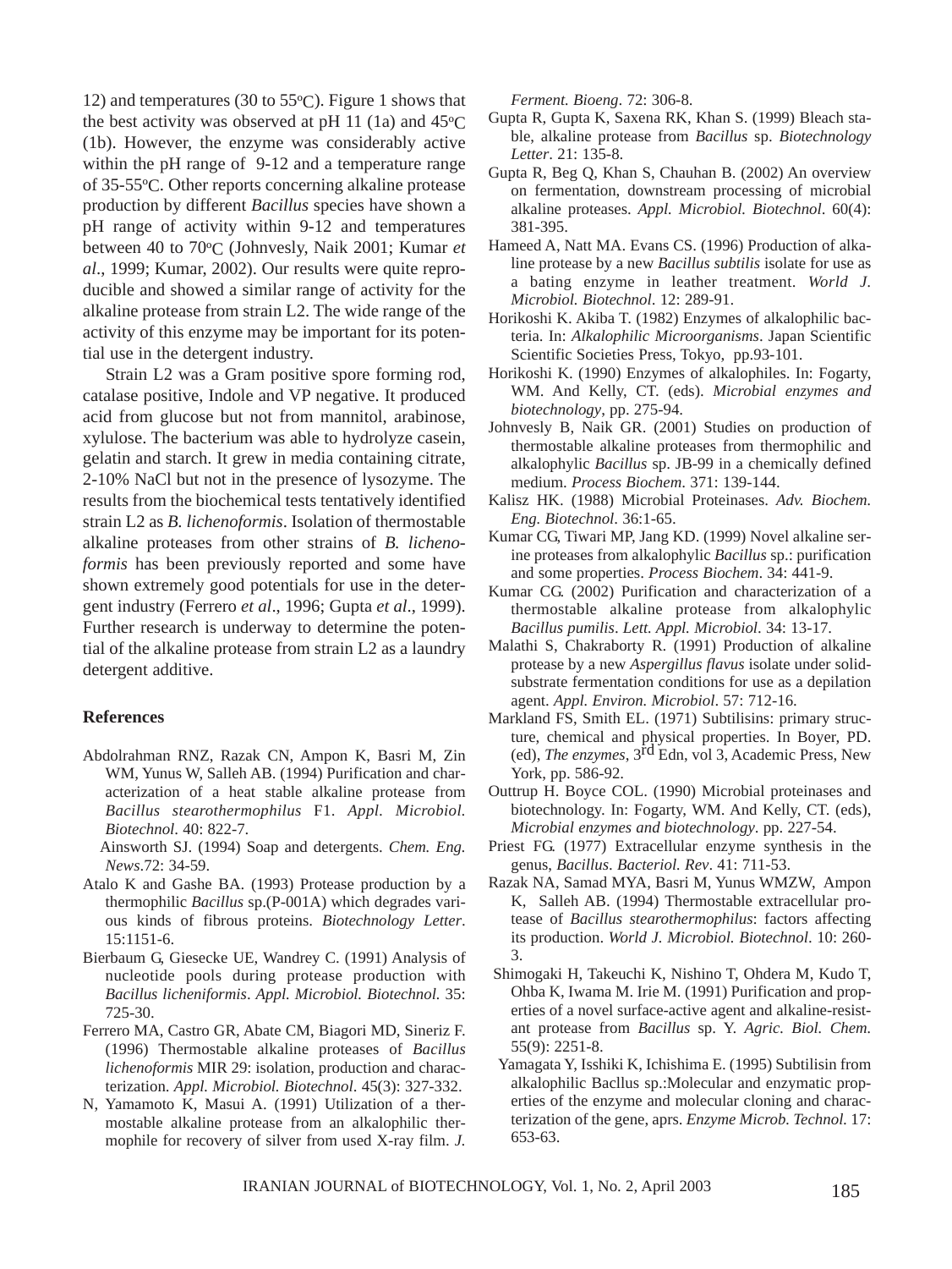12) and temperatures (30 to 55ºC). Figure 1 shows that the best activity was observed at pH 11 (1a) and 45ºC (1b). However, the enzyme was considerably active within the pH range of 9-12 and a temperature range of 35-55ºC. Other reports concerning alkaline protease production by different *Bacillus* species have shown a pH range of activity within 9-12 and temperatures between 40 to 70ºC (Johnvesly, Naik 2001; Kumar *et al*., 1999; Kumar, 2002). Our results were quite reproducible and showed a similar range of activity for the alkaline protease from strain L2. The wide range of the activity of this enzyme may be important for its potential use in the detergent industry.

Strain L2 was a Gram positive spore forming rod, catalase positive, Indole and VP negative. It produced acid from glucose but not from mannitol, arabinose, xylulose. The bacterium was able to hydrolyze casein, gelatin and starch. It grew in media containing citrate, 2-10% NaCl but not in the presence of lysozyme. The results from the biochemical tests tentatively identified strain L2 as *B. lichenoformis*. Isolation of thermostable alkaline proteases from other strains of *B. lichenoformis* has been previously reported and some have shown extremely good potentials for use in the detergent industry (Ferrero *et al*., 1996; Gupta *et al*., 1999). Further research is underway to determine the potential of the alkaline protease from strain L2 as a laundry detergent additive.

## References

Abdolrahman RNZ, Razak CN, Ampon K, Basri M, Zin WM, Yunus W, Salleh AB. (1994) Purification and characterization of a heat stable alkaline protease from *Bacillus stearothermophilus* F1. *Appl. Microbiol. Biotechnol*. 40: 822-7.

Ainsworth SJ. (1994) Soap and detergents. *Chem. Eng. News*.72: 34-59.

Atalo K and Gashe BA. (1993) Protease production by a thermophilic *Bacillus* sp.(P-001A) which degrades various kinds of fibrous proteins. *Biotechnology Letter*. 15:1151-6.

Bierbaum G, Giesecke UE, Wandrey C. (1991) Analysis of nucleotide pools during protease production with *Bacillus licheniformis*. *Appl. Microbiol. Biotechnol.* 35: 725-30.

Ferrero MA, Castro GR, Abate CM, Biagori MD, Sineriz F. (1996) Thermostable alkaline proteases of *Bacillus lichenoformis* MIR 29: isolation, production and characterization. *Appl. Microbiol. Biotechnol*. 45(3): 327-332.

N, Yamamoto K, Masui A. (1991) Utilization of a thermostable alkaline protease from an alkalophilic thermophile for recovery of silver from used X-ray film. *J. Ferment. Bioeng*. 72: 306-8.

Gupta R, Gupta K, Saxena RK, Khan S. (1999) Bleach stable, alkaline protease from *Bacillus* sp. *Biotechnology Letter*. 21: 135-8.

Gupta R, Beg Q, Khan S, Chauhan B. (2002) An overview on fermentation, downstream processing of microbial alkaline proteases. *Appl. Microbiol. Biotechnol*. 60(4): 381-395.

Hameed A, Natt MA. Evans CS. (1996) Production of alkaline protease by a new *Bacillus subtilis* isolate for use as a bating enzyme in leather treatment. *World J. Microbiol. Biotechnol*. 12: 289-91.

Horikoshi K. Akiba T. (1982) Enzymes of alkalophilic bacteria. In: *Alkalophilic Microorganisms*. Japan Scientific Scientific Societies Press, Tokyo, pp.93-101.

Horikoshi K. (1990) Enzymes of alkalophiles. In: Fogarty, WM. And Kelly, CT. (eds). *Microbial enzymes and biotechnology*, pp. 275-94.

Johnvesly B, Naik GR. (2001) Studies on production of thermostable alkaline proteases from thermophilic and alkalophylic *Bacillus* sp. JB-99 in a chemically defined medium. *Process Biochem*. 371: 139-144.

Kalisz HK. (1988) Microbial Proteinases. *Adv. Biochem. Eng. Biotechnol*. 36:1-65.

Kumar CG, Tiwari MP, Jang KD. (1999) Novel alkaline serine proteases from alkalophylic *Bacillus* sp.: purification and some properties. *Process Biochem*. 34: 441-9.

Kumar CG. (2002) Purification and characterization of a thermostable alkaline protease from alkalophylic *Bacillus pumilis*. *Lett. Appl. Microbiol*. 34: 13-17.

Malathi S, Chakraborty R. (1991) Production of alkaline protease by a new *Aspergillus flavus* isolate under solid-substrate fermentation conditions for use as a depilation agent. *Appl. Environ. Microbiol*. 57: 712-16.

Markland FS, Smith EL. (1971) Subtilisins: primary structure, chemical and physical properties. In Boyer, PD. (ed), *The enzymes*, 3rd Edn, vol 3, Academic Press, New York, pp. 586-92.

Outtrup H. Boyce COL. (1990) Microbial proteinases and biotechnology. In: Fogarty, WM. And Kelly, CT. (eds), *Microbial enzymes and biotechnology*. pp. 227-54.

Priest FG. (1977) Extracellular enzyme synthesis in the genus, *Bacillus*. *Bacteriol. Rev*. 41: 711-53.

Razak NA, Samad MYA, Basri M, Yunus WMZW, Ampon K, Salleh AB. (1994) Thermostable extracellular protease of *Bacillus stearothermophilus*: factors affecting its production. *World J. Microbiol. Biotechnol*. 10: 260-3.

Shimogaki H, Takeuchi K, Nishino T, Ohdera M, Kudo T, Ohba K, Iwama M. Irie M. (1991) Purification and properties of a novel surface-active agent and alkaline-resistant protease from *Bacillus* sp. Y. *Agric. Biol. Chem.* 55(9): 2251-8.

Yamagata Y, Isshiki K, Ichishima E. (1995) Subtilisin from alkalophilic Bacllus sp.:Molecular and enzymatic properties of the enzyme and molecular cloning and characterization of the gene, aprs. *Enzyme Microb. Technol.* 17: 653-63.